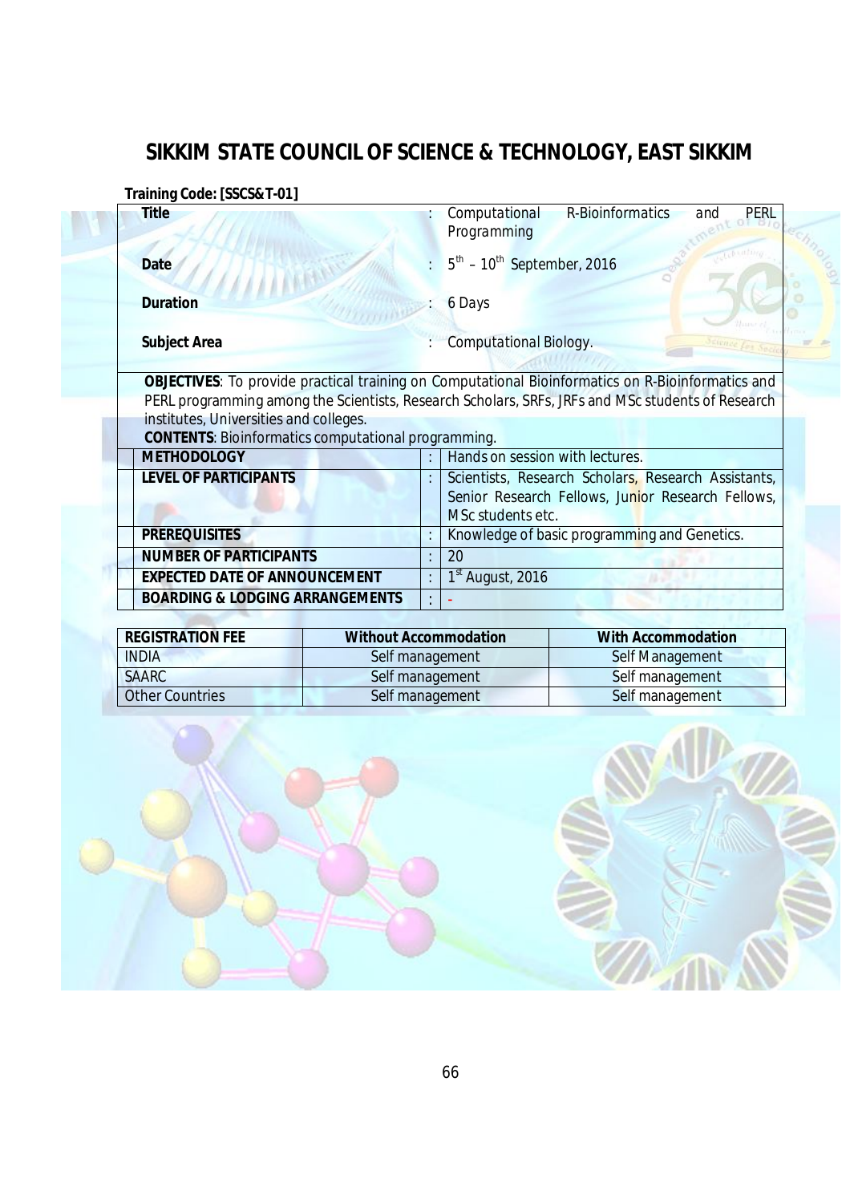# SIKKIM STATE COUNCIL OF SCIENCE & TECHNOLOGY, EAST SIKKIM

**Training Code: [SSCS&T-01]**

| | | |
|---|---|---|
| **Title** | : | Computational R-Bioinformatics and PERL Programming |
| **Date** | : | $5^{th}$ – $10^{th}$ September, 2016 |
| **Duration** | : | 6 Days |
| **Subject Area** | : | Computational Biology. |

**OBJECTIVES**: To provide practical training on Computational Bioinformatics on R-Bioinformatics and PERL programming among the Scientists, Research Scholars, SRFs, JRFs and MSc students of Research institutes, Universities and colleges.

**CONTENTS**: Bioinformatics computational programming.

| | | |
|---|---|---|
| **METHODOLOGY** | : | Hands on session with lectures. |
| **LEVEL OF PARTICIPANTS** | : | Scientists, Research Scholars, Research Assistants, Senior Research Fellows, Junior Research Fellows, MSc students etc. |
| **PREREQUISITES** | : | Knowledge of basic programming and Genetics. |
| **NUMBER OF PARTICIPANTS** | : | 20 |
| **EXPECTED DATE OF ANNOUNCEMENT** | : | $1^{st}$ August, 2016 |
| **BOARDING & LODGING ARRANGEMENTS** | : | - |

| **REGISTRATION FEE** | **Without Accommodation** | **With Accommodation** |
|---|---|---|
| INDIA | Self management | Self Management |
| SAARC | Self management | Self management |
| Other Countries | Self management | Self management |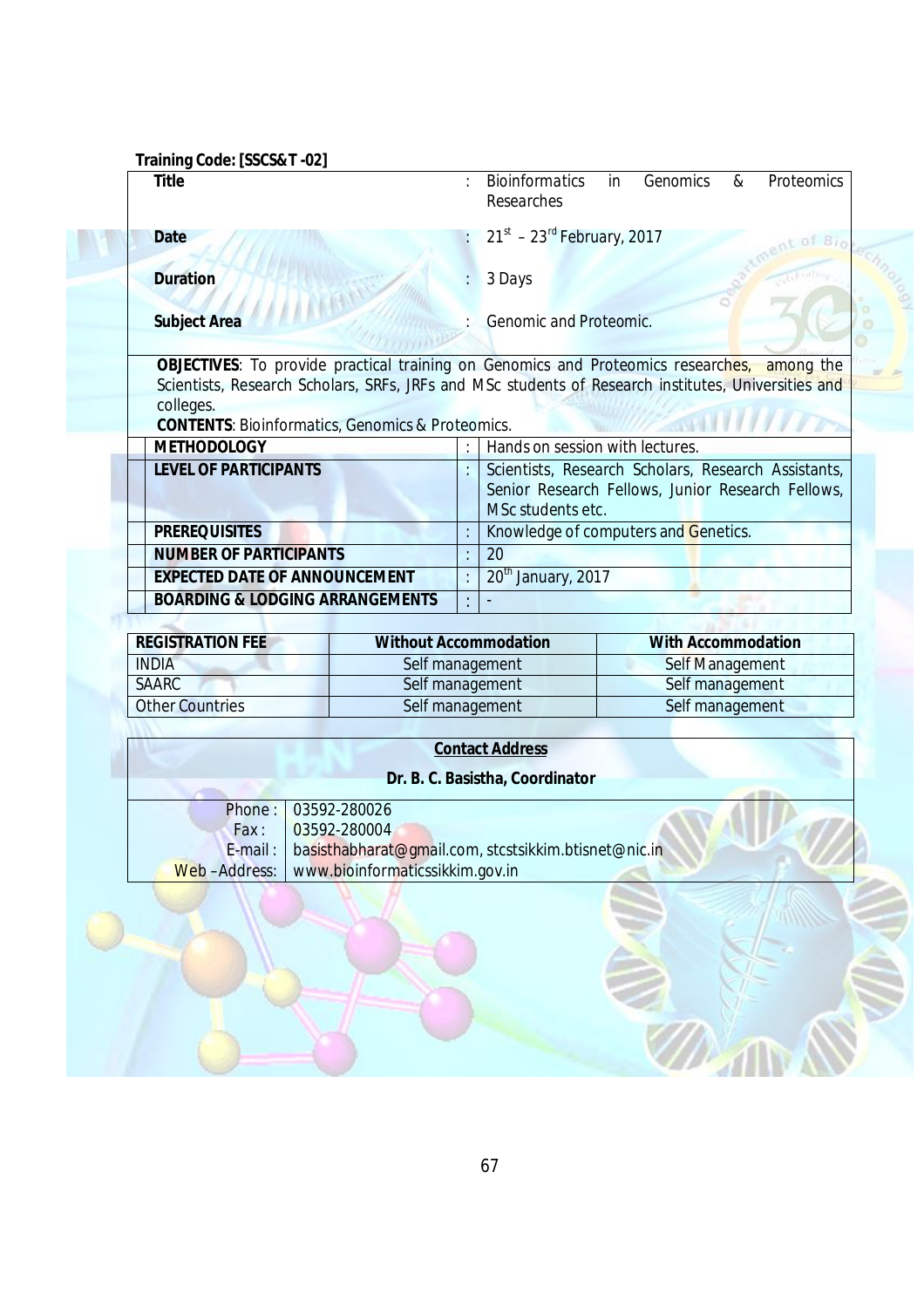**Training Code: [SSCS&T -02]**

| | | |
|---|---|---|
| **Title** | : | Bioinformatics in Genomics & Proteomics Researches |
| **Date** | : | $21^{st}$ – $23^{rd}$ February, 2017 |
| **Duration** | : | 3 Days |
| **Subject Area** | : | Genomic and Proteomic. |

**OBJECTIVES**: To provide practical training on Genomics and Proteomics researches, among the Scientists, Research Scholars, SRFs, JRFs and MSc students of Research institutes, Universities and colleges.

**CONTENTS**: Bioinformatics, Genomics & Proteomics.

| | | |
|---|---|---|
| **METHODOLOGY** | : | Hands on session with lectures. |
| **LEVEL OF PARTICIPANTS** | : | Scientists, Research Scholars, Research Assistants, Senior Research Fellows, Junior Research Fellows, MSc students etc. |
| **PREREQUISITES** | : | Knowledge of computers and Genetics. |
| **NUMBER OF PARTICIPANTS** | : | 20 |
| **EXPECTED DATE OF ANNOUNCEMENT** | : | $20^{th}$ January, 2017 |
| **BOARDING & LODGING ARRANGEMENTS** | : | - |

| REGISTRATION FEE | Without Accommodation | With Accommodation |
|---|---|---|
| INDIA | Self management | Self Management |
| SAARC | Self management | Self management |
| Other Countries | Self management | Self management |

**Contact Address**

**Dr. B. C. Basistha, Coordinator**

| | |
|---|---|
| Phone : | 03592-280026 |
| Fax : | 03592-280004 |
| E-mail : | basisthabharat@gmail.com, stcstsikkim.btisnet@nic.in |
| Web –Address: | www.bioinformaticssikkim.gov.in |